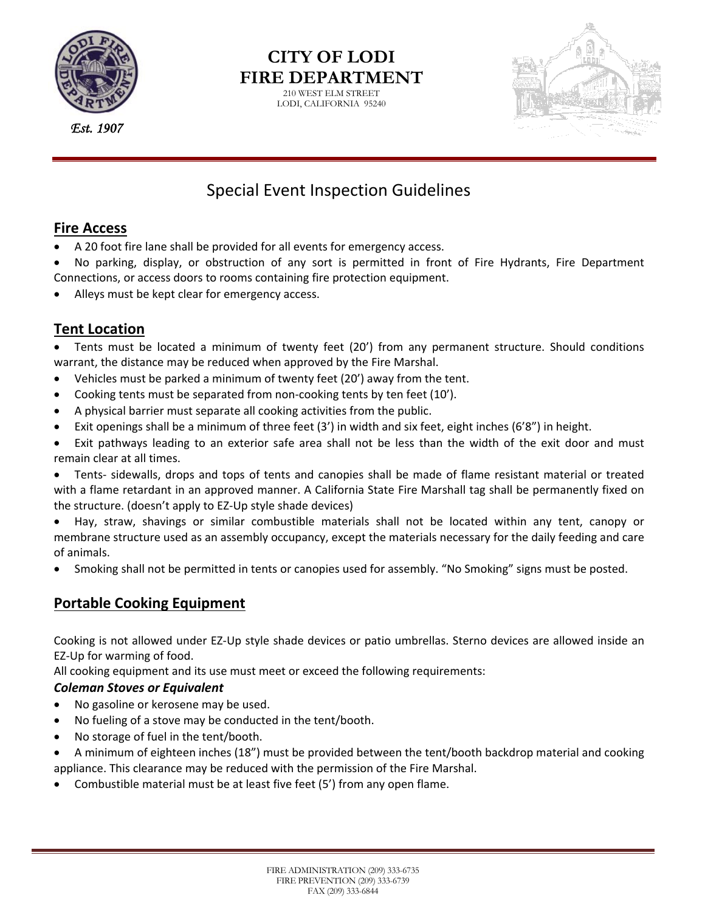# CITY OF LODI
# FIRE DEPARTMENT

210 WEST ELM STREET
LODI, CALIFORNIA 95240

*Est. 1907*

## Special Event Inspection Guidelines

### Fire Access

- A 20 foot fire lane shall be provided for all events for emergency access.
- No parking, display, or obstruction of any sort is permitted in front of Fire Hydrants, Fire Department Connections, or access doors to rooms containing fire protection equipment.
- Alleys must be kept clear for emergency access.

### Tent Location

- Tents must be located a minimum of twenty feet (20') from any permanent structure. Should conditions warrant, the distance may be reduced when approved by the Fire Marshal.
- Vehicles must be parked a minimum of twenty feet (20') away from the tent.
- Cooking tents must be separated from non-cooking tents by ten feet (10').
- A physical barrier must separate all cooking activities from the public.
- Exit openings shall be a minimum of three feet (3') in width and six feet, eight inches (6'8") in height.
- Exit pathways leading to an exterior safe area shall not be less than the width of the exit door and must remain clear at all times.
- Tents- sidewalls, drops and tops of tents and canopies shall be made of flame resistant material or treated with a flame retardant in an approved manner. A California State Fire Marshall tag shall be permanently fixed on the structure. (doesn't apply to EZ-Up style shade devices)
- Hay, straw, shavings or similar combustible materials shall not be located within any tent, canopy or membrane structure used as an assembly occupancy, except the materials necessary for the daily feeding and care of animals.
- Smoking shall not be permitted in tents or canopies used for assembly. "No Smoking" signs must be posted.

### Portable Cooking Equipment

Cooking is not allowed under EZ-Up style shade devices or patio umbrellas. Sterno devices are allowed inside an EZ-Up for warming of food.

All cooking equipment and its use must meet or exceed the following requirements:

***Coleman Stoves or Equivalent***

- No gasoline or kerosene may be used.
- No fueling of a stove may be conducted in the tent/booth.
- No storage of fuel in the tent/booth.
- A minimum of eighteen inches (18") must be provided between the tent/booth backdrop material and cooking appliance. This clearance may be reduced with the permission of the Fire Marshal.
- Combustible material must be at least five feet (5') from any open flame.

FIRE ADMINISTRATION (209) 333-6735
FIRE PREVENTION (209) 333-6739
FAX (209) 333-6844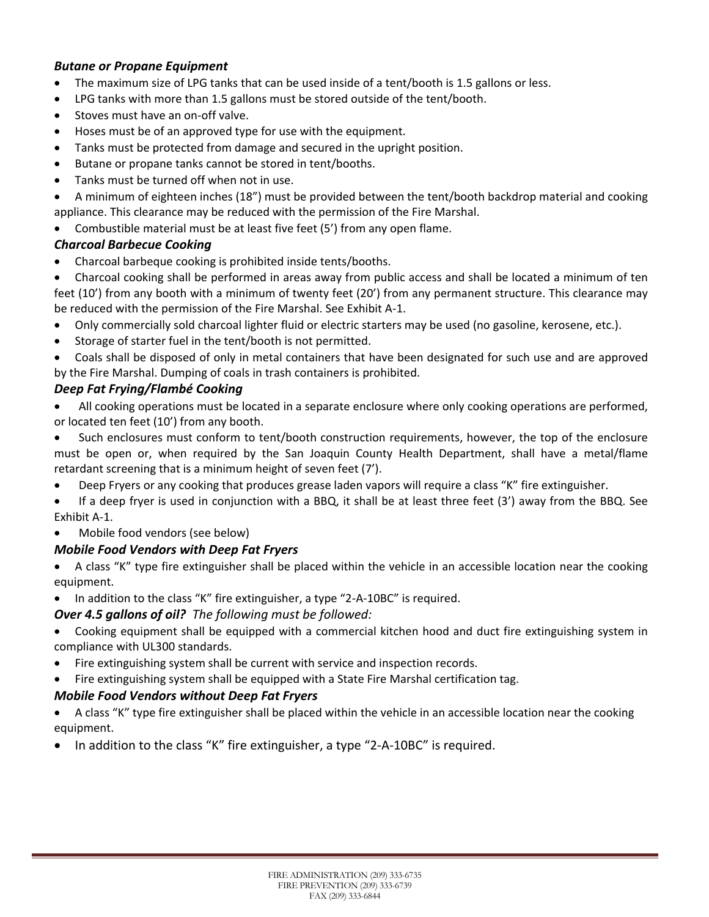### *Butane or Propane Equipment*

- The maximum size of LPG tanks that can be used inside of a tent/booth is 1.5 gallons or less.
- LPG tanks with more than 1.5 gallons must be stored outside of the tent/booth.
- Stoves must have an on-off valve.
- Hoses must be of an approved type for use with the equipment.
- Tanks must be protected from damage and secured in the upright position.
- Butane or propane tanks cannot be stored in tent/booths.
- Tanks must be turned off when not in use.
- A minimum of eighteen inches (18") must be provided between the tent/booth backdrop material and cooking appliance. This clearance may be reduced with the permission of the Fire Marshal.
- Combustible material must be at least five feet (5') from any open flame.

### *Charcoal Barbecue Cooking*

- Charcoal barbeque cooking is prohibited inside tents/booths.
- Charcoal cooking shall be performed in areas away from public access and shall be located a minimum of ten feet (10') from any booth with a minimum of twenty feet (20') from any permanent structure. This clearance may be reduced with the permission of the Fire Marshal. See Exhibit A-1.
- Only commercially sold charcoal lighter fluid or electric starters may be used (no gasoline, kerosene, etc.).
- Storage of starter fuel in the tent/booth is not permitted.
- Coals shall be disposed of only in metal containers that have been designated for such use and are approved by the Fire Marshal. Dumping of coals in trash containers is prohibited.

### *Deep Fat Frying/Flambé Cooking*

- All cooking operations must be located in a separate enclosure where only cooking operations are performed, or located ten feet (10') from any booth.
- Such enclosures must conform to tent/booth construction requirements, however, the top of the enclosure must be open or, when required by the San Joaquin County Health Department, shall have a metal/flame retardant screening that is a minimum height of seven feet (7').
- Deep Fryers or any cooking that produces grease laden vapors will require a class "K" fire extinguisher.
- If a deep fryer is used in conjunction with a BBQ, it shall be at least three feet (3') away from the BBQ. See Exhibit A-1.
- Mobile food vendors (see below)

### *Mobile Food Vendors with Deep Fat Fryers*

- A class "K" type fire extinguisher shall be placed within the vehicle in an accessible location near the cooking equipment.
- In addition to the class "K" fire extinguisher, a type "2-A-10BC" is required.

### ***Over 4.5 gallons of oil?*** *The following must be followed:*

- Cooking equipment shall be equipped with a commercial kitchen hood and duct fire extinguishing system in compliance with UL300 standards.
- Fire extinguishing system shall be current with service and inspection records.
- Fire extinguishing system shall be equipped with a State Fire Marshal certification tag.

### *Mobile Food Vendors without Deep Fat Fryers*

- A class "K" type fire extinguisher shall be placed within the vehicle in an accessible location near the cooking equipment.
- In addition to the class "K" fire extinguisher, a type "2-A-10BC" is required.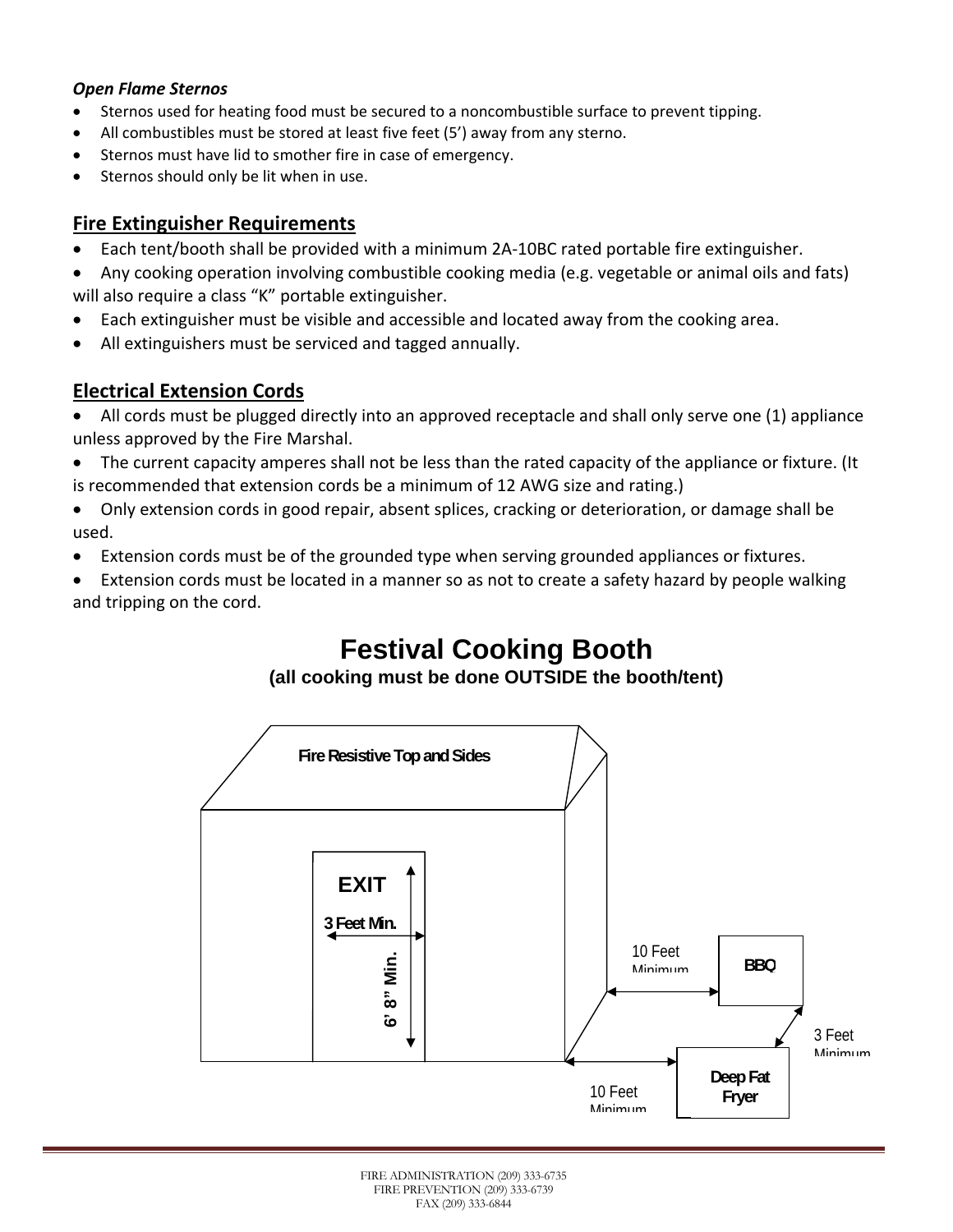***Open Flame Sternos***

- Sternos used for heating food must be secured to a noncombustible surface to prevent tipping.
- All combustibles must be stored at least five feet (5') away from any sterno.
- Sternos must have lid to smother fire in case of emergency.
- Sternos should only be lit when in use.

## Fire Extinguisher Requirements

- Each tent/booth shall be provided with a minimum 2A-10BC rated portable fire extinguisher.
- Any cooking operation involving combustible cooking media (e.g. vegetable or animal oils and fats) will also require a class "K" portable extinguisher.
- Each extinguisher must be visible and accessible and located away from the cooking area.
- All extinguishers must be serviced and tagged annually.

## Electrical Extension Cords

- All cords must be plugged directly into an approved receptacle and shall only serve one (1) appliance unless approved by the Fire Marshal.
- The current capacity amperes shall not be less than the rated capacity of the appliance or fixture. (It is recommended that extension cords be a minimum of 12 AWG size and rating.)
- Only extension cords in good repair, absent splices, cracking or deterioration, or damage shall be used.
- Extension cords must be of the grounded type when serving grounded appliances or fixtures.
- Extension cords must be located in a manner so as not to create a safety hazard by people walking and tripping on the cord.

# Festival Cooking Booth

**(all cooking must be done OUTSIDE the booth/tent)**

Fire Resistive Top and Sides

EXIT

3 Feet Min.

6' 8" Min.

10 Feet Minimum

BBQ

3 Feet Minimum

Deep Fat Fryer

10 Feet Minimum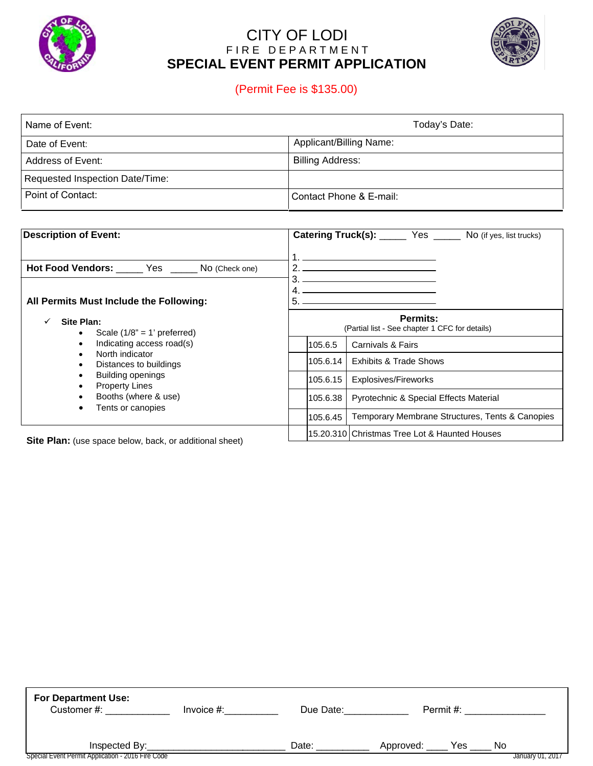# CITY OF LODI

FIRE DEPARTMENT

## SPECIAL EVENT PERMIT APPLICATION

(Permit Fee is $135.00)

| | |
|---|---|
| Name of Event: | Today's Date: |
| Date of Event: | Applicant/Billing Name: |
| Address of Event: | Billing Address: |
| Requested Inspection Date/Time: | |
| Point of Contact: | Contact Phone & E-mail: |

**Description of Event:**

**Hot Food Vendors:** _____ Yes _____ No (Check one)

**Catering Truck(s):** _____ Yes _____ No (if yes, list trucks)

1. ______________________________
2. ______________________________
3. ______________________________
4. ______________________________
5. ______________________________

**All Permits Must Include the Following:**

✓ **Site Plan:**
- Scale (1/8" = 1' preferred)
- Indicating access road(s)
- North indicator
- Distances to buildings
- Building openings
- Property Lines
- Booths (where & use)
- Tents or canopies

**Permits:**
(Partial list - See chapter 1 CFC for details)

| | | |
|---|---|---|
| | 105.6.5 | Carnivals & Fairs |
| | 105.6.14 | Exhibits & Trade Shows |
| | 105.6.15 | Explosives/Fireworks |
| | 105.6.38 | Pyrotechnic & Special Effects Material |
| | 105.6.45 | Temporary Membrane Structures, Tents & Canopies |
| | 15.20.310 | Christmas Tree Lot & Haunted Houses |

**Site Plan:** (use space below, back, or additional sheet)

**For Department Use:**

Customer #: ____________ Invoice #:__________ Due Date:____________ Permit #: _______________

Inspected By:__________________________ Date: __________ Approved: ____ Yes ____ No

Special Event Permit Application - 2016 Fire Code

January 01, 2017